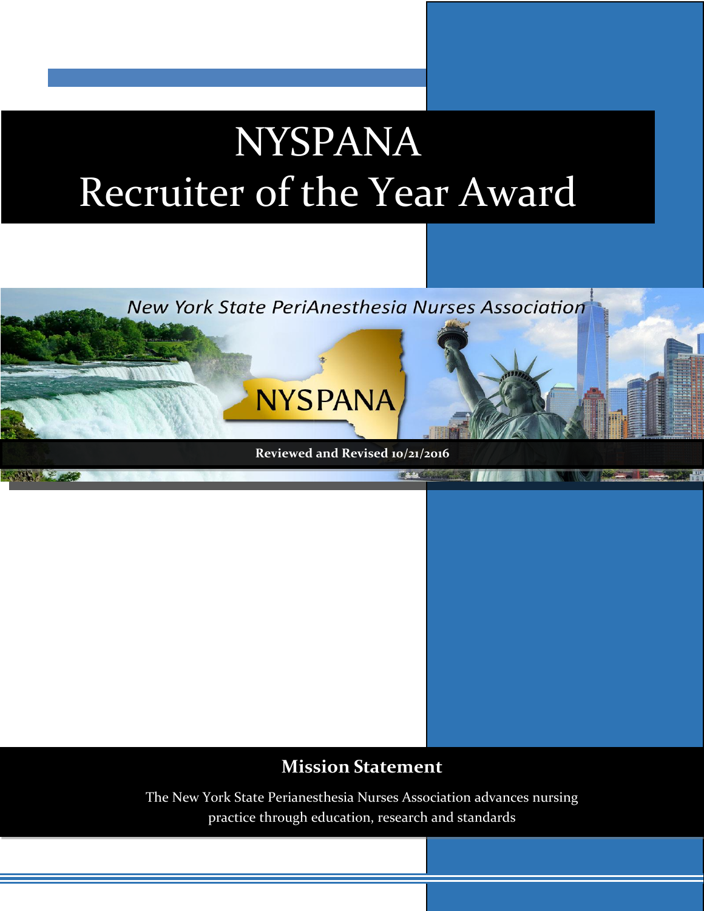# NYSPANA Recruiter of the Year Award

*New York State PeriAnesthesia Nurses Association*

NYSPANA

**Reviewed and Revised 10/21/2016**

## Mission Statement

The New York State Perianesthesia Nurses Association advances nursing practice through education, research and standards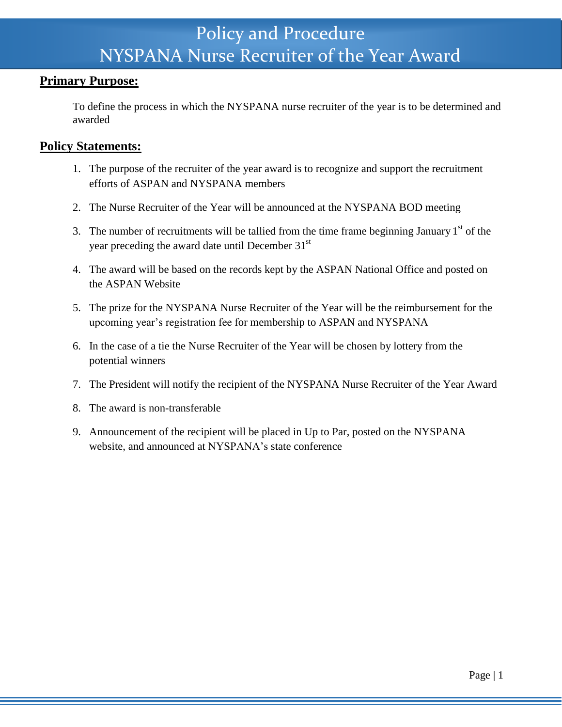# Policy and Procedure
# NYSPANA Nurse Recruiter of the Year Award

## Primary Purpose:

To define the process in which the NYSPANA nurse recruiter of the year is to be determined and awarded

## Policy Statements:

1. The purpose of the recruiter of the year award is to recognize and support the recruitment efforts of ASPAN and NYSPANA members
2. The Nurse Recruiter of the Year will be announced at the NYSPANA BOD meeting
3. The number of recruitments will be tallied from the time frame beginning January 1st of the year preceding the award date until December 31st
4. The award will be based on the records kept by the ASPAN National Office and posted on the ASPAN Website
5. The prize for the NYSPANA Nurse Recruiter of the Year will be the reimbursement for the upcoming year's registration fee for membership to ASPAN and NYSPANA
6. In the case of a tie the Nurse Recruiter of the Year will be chosen by lottery from the potential winners
7. The President will notify the recipient of the NYSPANA Nurse Recruiter of the Year Award
8. The award is non-transferable
9. Announcement of the recipient will be placed in Up to Par, posted on the NYSPANA website, and announced at NYSPANA's state conference